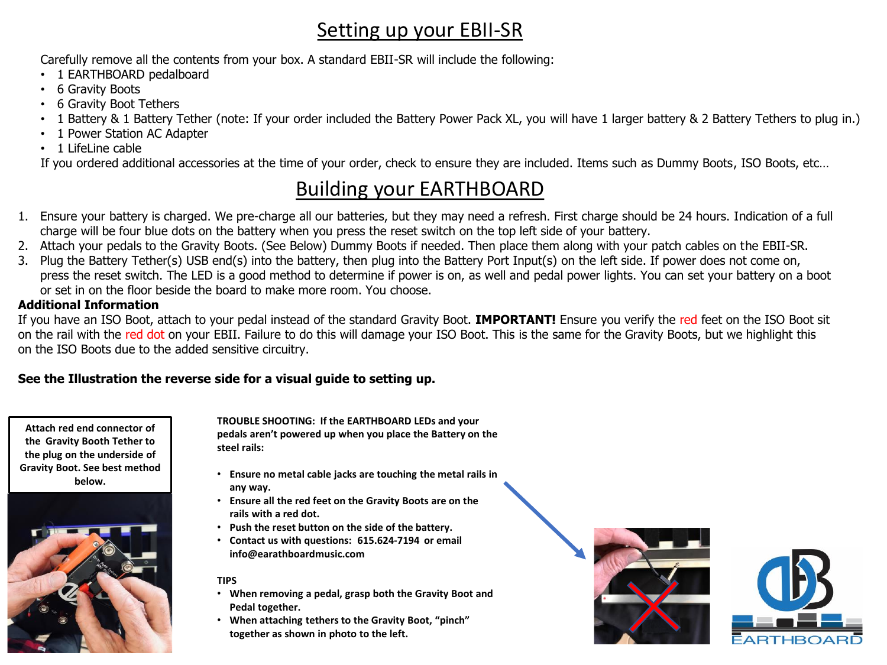# Setting up your EBII-SR

Carefully remove all the contents from your box. A standard EBII-SR will include the following:

- 1 EARTHBOARD pedalboard
- 6 Gravity Boots
- 6 Gravity Boot Tethers
- 1 Battery & 1 Battery Tether (note: If your order included the Battery Power Pack XL, you will have 1 larger battery & 2 Battery Tethers to plug in.)
- 1 Power Station AC Adapter
- 1 LifeLine cable

If you ordered additional accessories at the time of your order, check to ensure they are included. Items such as Dummy Boots, ISO Boots, etc…

# Building your EARTHBOARD

1. Ensure your battery is charged. We pre-charge all our batteries, but they may need a refresh. First charge should be 24 hours. Indication of a full charge will be four blue dots on the battery when you press the reset switch on the top left side of your battery.
2. Attach your pedals to the Gravity Boots. (See Below) Dummy Boots if needed. Then place them along with your patch cables on the EBII-SR.
3. Plug the Battery Tether(s) USB end(s) into the battery, then plug into the Battery Port Input(s) on the left side. If power does not come on, press the reset switch. The LED is a good method to determine if power is on, as well and pedal power lights. You can set your battery on a boot or set in on the floor beside the board to make more room. You choose.

**Additional Information**

If you have an ISO Boot, attach to your pedal instead of the standard Gravity Boot. **IMPORTANT!** Ensure you verify the red feet on the ISO Boot sit on the rail with the red dot on your EBII. Failure to do this will damage your ISO Boot. This is the same for the Gravity Boots, but we highlight this on the ISO Boots due to the added sensitive circuitry.

**See the Illustration the reverse side for a visual guide to setting up.**

**Attach red end connector of the Gravity Booth Tether to the plug on the underside of Gravity Boot. See best method below.**

**TROUBLE SHOOTING: If the EARTHBOARD LEDs and your pedals aren't powered up when you place the Battery on the steel rails:**

- **Ensure no metal cable jacks are touching the metal rails in any way.**
- **Ensure all the red feet on the Gravity Boots are on the rails with a red dot.**
- **Push the reset button on the side of the battery.**
- **Contact us with questions: 615.624-7194 or email info@earathboardmusic.com**

**TIPS**

- **When removing a pedal, grasp both the Gravity Boot and Pedal together.**
- **When attaching tethers to the Gravity Boot, "pinch" together as shown in photo to the left.**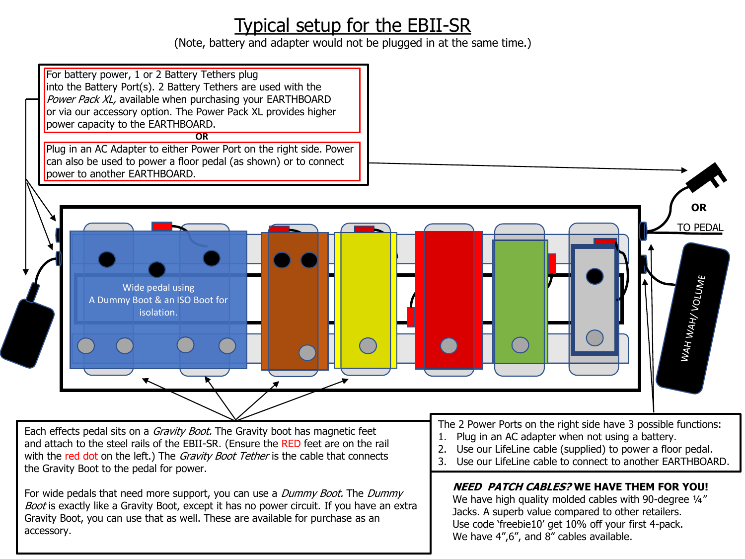# Typical setup for the EBII-SR

(Note, battery and adapter would not be plugged in at the same time.)

For battery power, 1 or 2 Battery Tethers plug into the Battery Port(s). 2 Battery Tethers are used with the *Power Pack XL,* available when purchasing your EARTHBOARD or via our accessory option. The Power Pack XL provides higher power capacity to the EARTHBOARD.

**OR**

Plug in an AC Adapter to either Power Port on the right side. Power can also be used to power a floor pedal (as shown) or to connect power to another EARTHBOARD.

Wide pedal using A Dummy Boot & an ISO Boot for isolation.

**OR**

TO PEDAL

WAH WAH/ VOLUME

Each effects pedal sits on a *Gravity Boot.* The Gravity boot has magnetic feet and attach to the steel rails of the EBII-SR. (Ensure the RED feet are on the rail with the red dot on the left.) The *Gravity Boot Tether* is the cable that connects the Gravity Boot to the pedal for power.

For wide pedals that need more support, you can use a *Dummy Boot.* The *Dummy Boot* is exactly like a Gravity Boot, except it has no power circuit. If you have an extra Gravity Boot, you can use that as well. These are available for purchase as an accessory.

The 2 Power Ports on the right side have 3 possible functions:

1. Plug in an AC adapter when not using a battery.
2. Use our LifeLine cable (supplied) to power a floor pedal.
3. Use our LifeLine cable to connect to another EARTHBOARD.

***NEED PATCH CABLES?*** **WE HAVE THEM FOR YOU!**

We have high quality molded cables with 90-degree ¼" Jacks. A superb value compared to other retailers. Use code 'freebie10' get 10% off your first 4-pack. We have 4",6", and 8" cables available.